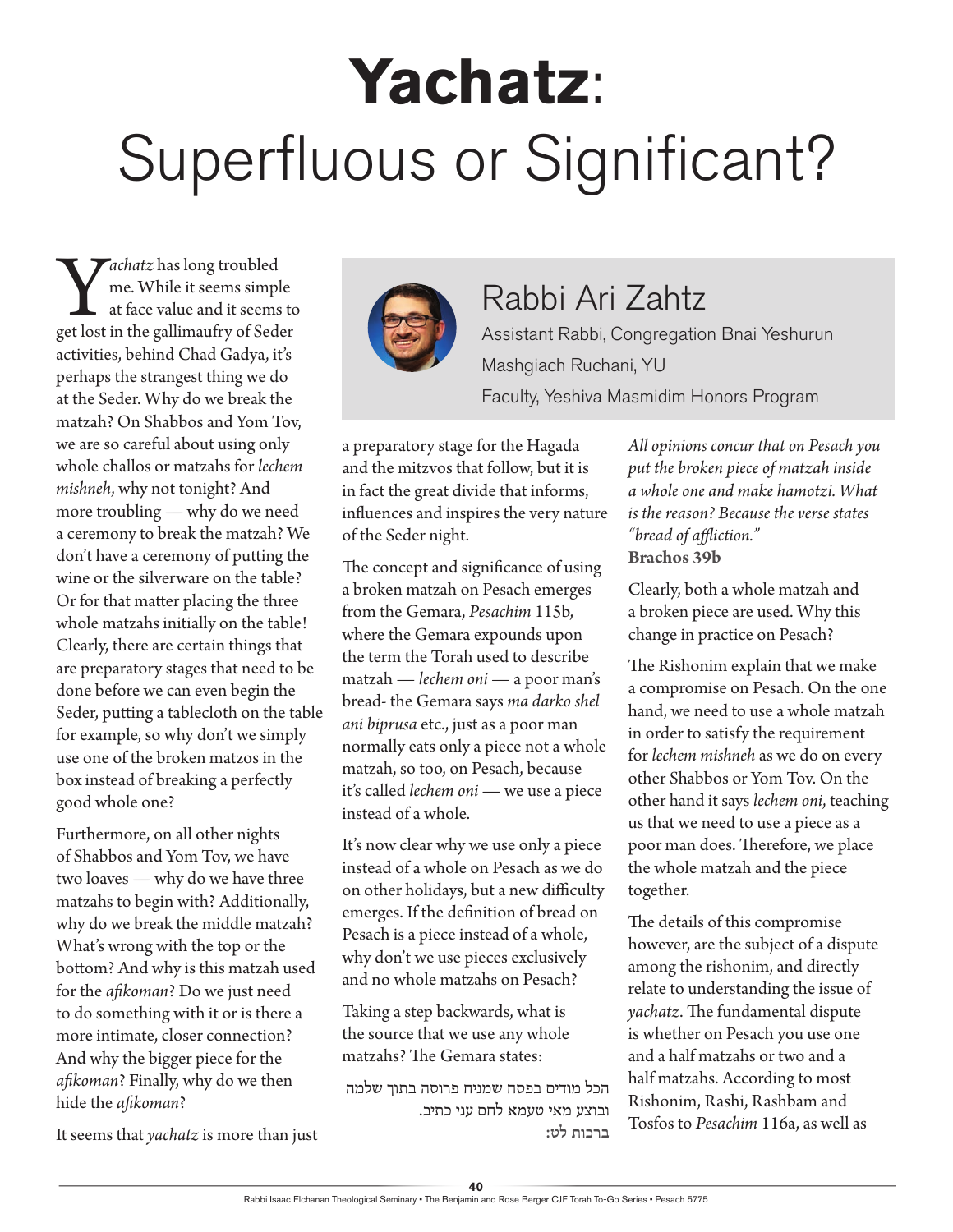# **Yachatz**: Superfluous or Significant?

## Rabbi Ari Zahtz

Assistant Rabbi, Congregation Bnai Yeshurun

Mashgiach Ruchani, YU

Faculty, Yeshiva Masmidim Honors Program

*Yachatz* has long troubled me. While it seems simple at face value and it seems to get lost in the gallimaufry of Seder activities, behind Chad Gadya, it's perhaps the strangest thing we do at the Seder. Why do we break the matzah? On Shabbos and Yom Tov, we are so careful about using only whole challos or matzahs for *lechem mishneh*, why not tonight? And more troubling — why do we need a ceremony to break the matzah? We don't have a ceremony of putting the wine or the silverware on the table? Or for that matter placing the three whole matzahs initially on the table! Clearly, there are certain things that are preparatory stages that need to be done before we can even begin the Seder, putting a tablecloth on the table for example, so why don't we simply use one of the broken matzos in the box instead of breaking a perfectly good whole one?

Furthermore, on all other nights of Shabbos and Yom Tov, we have two loaves — why do we have three matzahs to begin with? Additionally, why do we break the middle matzah? What's wrong with the top or the bottom? And why is this matzah used for the *afikoman*? Do we just need to do something with it or is there a more intimate, closer connection? And why the bigger piece for the *afikoman*? Finally, why do we then hide the *afikoman*?

It seems that *yachatz* is more than just a preparatory stage for the Hagada and the mitzvos that follow, but it is in fact the great divide that informs, influences and inspires the very nature of the Seder night.

The concept and significance of using a broken matzah on Pesach emerges from the Gemara, *Pesachim* 115b, where the Gemara expounds upon the term the Torah used to describe matzah — *lechem oni* — a poor man's bread- the Gemara says *ma darko shel ani biprusa* etc., just as a poor man normally eats only a piece not a whole matzah, so too, on Pesach, because it's called *lechem oni* — we use a piece instead of a whole.

It's now clear why we use only a piece instead of a whole on Pesach as we do on other holidays, but a new difficulty emerges. If the definition of bread on Pesach is a piece instead of a whole, why don't we use pieces exclusively and no whole matzahs on Pesach?

Taking a step backwards, what is the source that we use any whole matzahs? The Gemara states:

הכל מודים בפסח שמניח פרוסה בתוך שלמה ובוצע מאי טעמא לחם עני כתיב.
ברכות לט:

*All opinions concur that on Pesach you put the broken piece of matzah inside a whole one and make hamotzi. What is the reason? Because the verse states "bread of affliction."*
**Brachos 39b**

Clearly, both a whole matzah and a broken piece are used. Why this change in practice on Pesach?

The Rishonim explain that we make a compromise on Pesach. On the one hand, we need to use a whole matzah in order to satisfy the requirement for *lechem mishneh* as we do on every other Shabbos or Yom Tov. On the other hand it says *lechem oni*, teaching us that we need to use a piece as a poor man does. Therefore, we place the whole matzah and the piece together.

The details of this compromise however, are the subject of a dispute among the rishonim, and directly relate to understanding the issue of *yachatz*. The fundamental dispute is whether on Pesach you use one and a half matzahs or two and a half matzahs. According to most Rishonim, Rashi, Rashbam and Tosfos to *Pesachim* 116a, as well as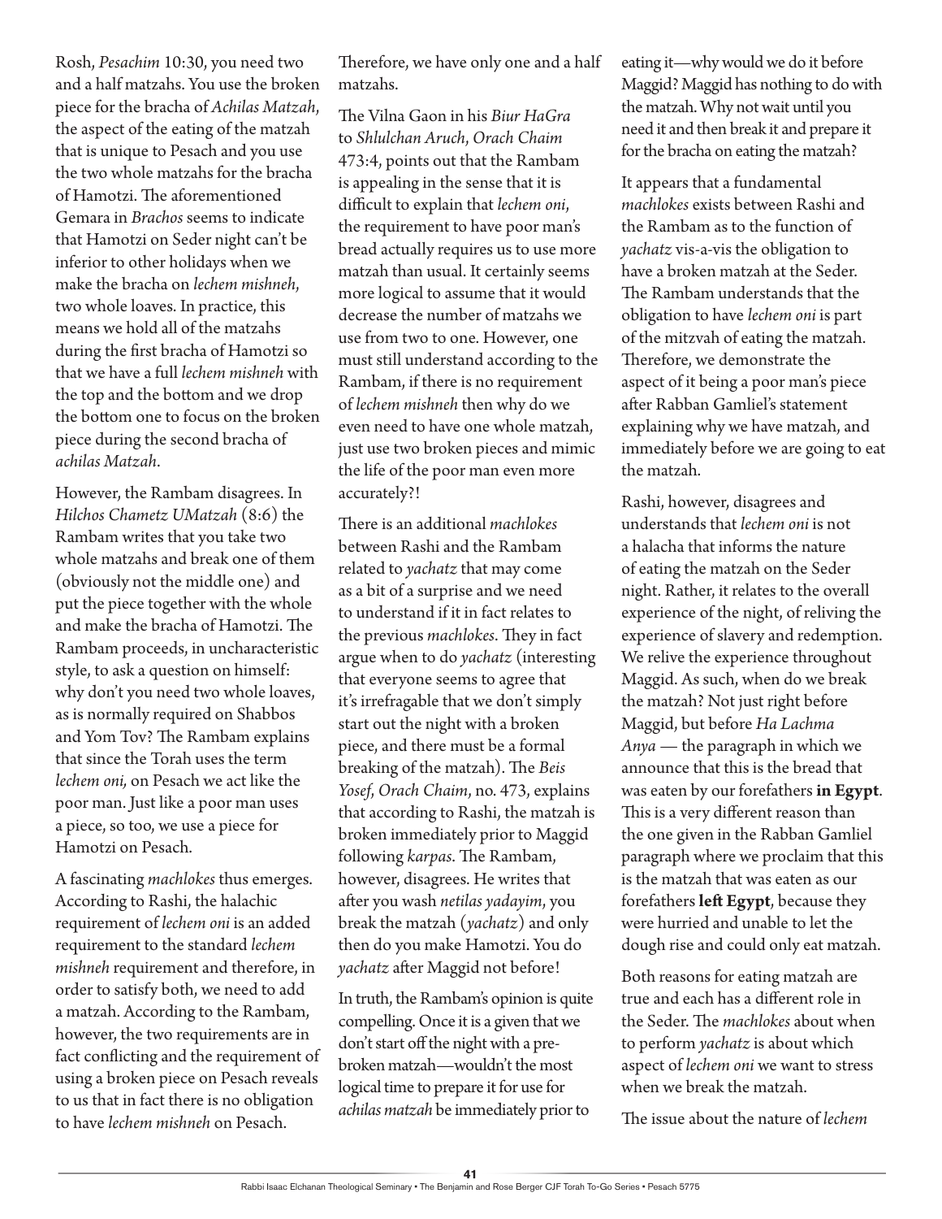Rosh, *Pesachim* 10:30, you need two and a half matzahs. You use the broken piece for the bracha of *Achilas Matzah*, the aspect of the eating of the matzah that is unique to Pesach and you use the two whole matzahs for the bracha of Hamotzi. The aforementioned Gemara in *Brachos* seems to indicate that Hamotzi on Seder night can't be inferior to other holidays when we make the bracha on *lechem mishneh*, two whole loaves. In practice, this means we hold all of the matzahs during the first bracha of Hamotzi so that we have a full *lechem mishneh* with the top and the bottom and we drop the bottom one to focus on the broken piece during the second bracha of *achilas Matzah*.

However, the Rambam disagrees. In *Hilchos Chametz UMatzah* (8:6) the Rambam writes that you take two whole matzahs and break one of them (obviously not the middle one) and put the piece together with the whole and make the bracha of Hamotzi. The Rambam proceeds, in uncharacteristic style, to ask a question on himself: why don't you need two whole loaves, as is normally required on Shabbos and Yom Tov? The Rambam explains that since the Torah uses the term *lechem oni,* on Pesach we act like the poor man. Just like a poor man uses a piece, so too, we use a piece for Hamotzi on Pesach.

A fascinating *machlokes* thus emerges. According to Rashi, the halachic requirement of *lechem oni* is an added requirement to the standard *lechem mishneh* requirement and therefore, in order to satisfy both, we need to add a matzah. According to the Rambam, however, the two requirements are in fact conflicting and the requirement of using a broken piece on Pesach reveals to us that in fact there is no obligation to have *lechem mishneh* on Pesach. Therefore, we have only one and a half matzahs.

The Vilna Gaon in his *Biur HaGra* to *Shlulchan Aruch*, *Orach Chaim* 473:4, points out that the Rambam is appealing in the sense that it is difficult to explain that *lechem oni*, the requirement to have poor man's bread actually requires us to use more matzah than usual. It certainly seems more logical to assume that it would decrease the number of matzahs we use from two to one. However, one must still understand according to the Rambam, if there is no requirement of *lechem mishneh* then why do we even need to have one whole matzah, just use two broken pieces and mimic the life of the poor man even more accurately?!

There is an additional *machlokes* between Rashi and the Rambam related to *yachatz* that may come as a bit of a surprise and we need to understand if it in fact relates to the previous *machlokes*. They in fact argue when to do *yachatz* (interesting that everyone seems to agree that it's irrefragable that we don't simply start out the night with a broken piece, and there must be a formal breaking of the matzah). The *Beis Yosef*, *Orach Chaim*, no. 473, explains that according to Rashi, the matzah is broken immediately prior to Maggid following *karpas*. The Rambam, however, disagrees. He writes that after you wash *netilas yadayim*, you break the matzah (*yachatz*) and only then do you make Hamotzi. You do *yachatz* after Maggid not before!

In truth, the Rambam's opinion is quite compelling. Once it is a given that we don't start off the night with a pre-broken matzah—wouldn't the most logical time to prepare it for use for *achilas matzah* be immediately prior to eating it—why would we do it before Maggid? Maggid has nothing to do with the matzah. Why not wait until you need it and then break it and prepare it for the bracha on eating the matzah?

It appears that a fundamental *machlokes* exists between Rashi and the Rambam as to the function of *yachatz* vis-a-vis the obligation to have a broken matzah at the Seder. The Rambam understands that the obligation to have *lechem oni* is part of the mitzvah of eating the matzah. Therefore, we demonstrate the aspect of it being a poor man's piece after Rabban Gamliel's statement explaining why we have matzah, and immediately before we are going to eat the matzah.

Rashi, however, disagrees and understands that *lechem oni* is not a halacha that informs the nature of eating the matzah on the Seder night. Rather, it relates to the overall experience of the night, of reliving the experience of slavery and redemption. We relive the experience throughout Maggid. As such, when do we break the matzah? Not just right before Maggid, but before *Ha Lachma Anya* — the paragraph in which we announce that this is the bread that was eaten by our forefathers **in Egypt**. This is a very different reason than the one given in the Rabban Gamliel paragraph where we proclaim that this is the matzah that was eaten as our forefathers **left Egypt**, because they were hurried and unable to let the dough rise and could only eat matzah.

Both reasons for eating matzah are true and each has a different role in the Seder. The *machlokes* about when to perform *yachatz* is about which aspect of *lechem oni* we want to stress when we break the matzah.

The issue about the nature of *lechem*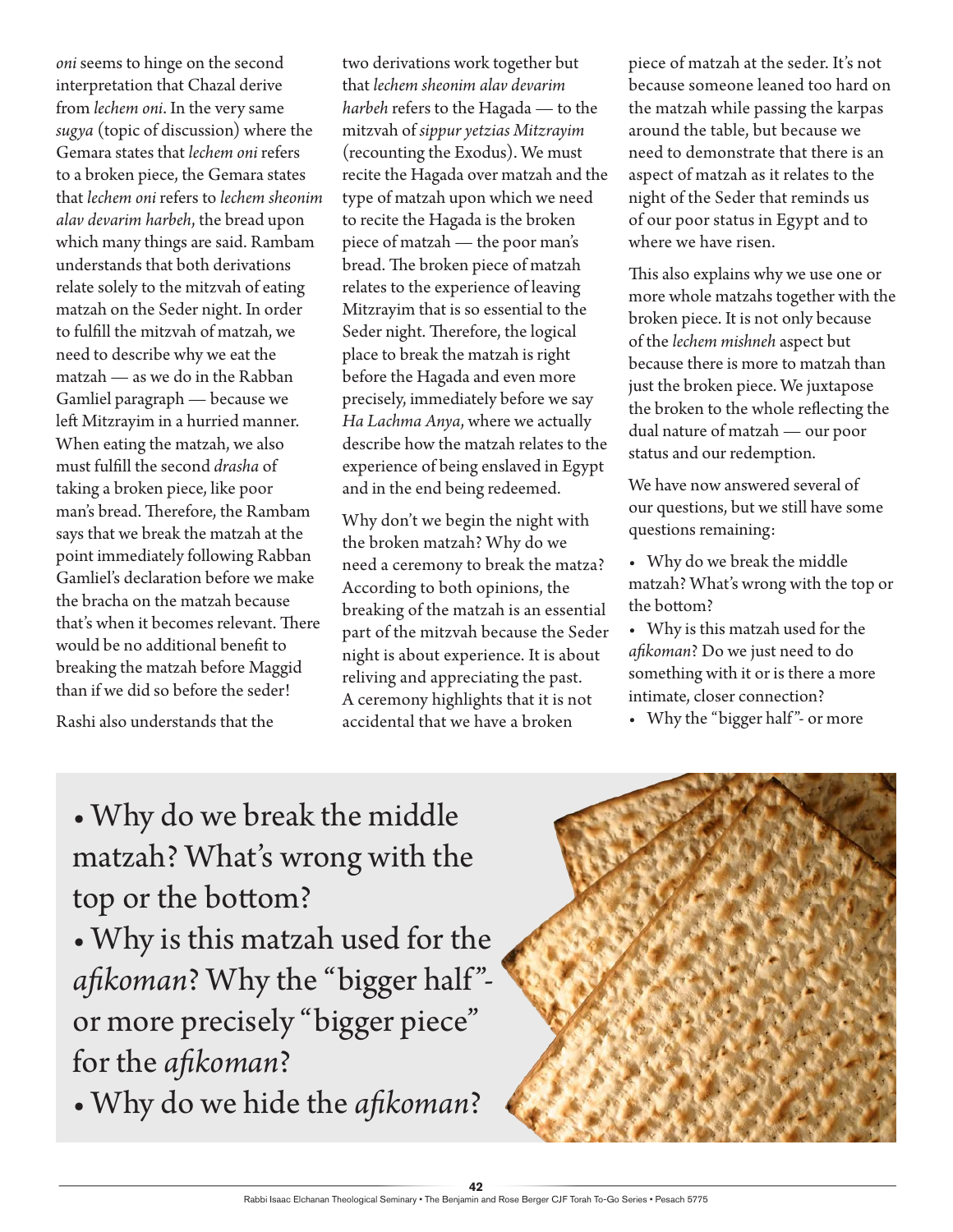*oni* seems to hinge on the second interpretation that Chazal derive from *lechem oni*. In the very same *sugya* (topic of discussion) where the Gemara states that *lechem oni* refers to a broken piece, the Gemara states that *lechem oni* refers to *lechem sheonim alav devarim harbeh*, the bread upon which many things are said. Rambam understands that both derivations relate solely to the mitzvah of eating matzah on the Seder night. In order to fulfill the mitzvah of matzah, we need to describe why we eat the matzah — as we do in the Rabban Gamliel paragraph — because we left Mitzrayim in a hurried manner. When eating the matzah, we also must fulfill the second *drasha* of taking a broken piece, like poor man's bread. Therefore, the Rambam says that we break the matzah at the point immediately following Rabban Gamliel's declaration before we make the bracha on the matzah because that's when it becomes relevant. There would be no additional benefit to breaking the matzah before Maggid than if we did so before the seder!

Rashi also understands that the two derivations work together but that *lechem sheonim alav devarim harbeh* refers to the Hagada — to the mitzvah of *sippur yetzias Mitzrayim* (recounting the Exodus). We must recite the Hagada over matzah and the type of matzah upon which we need to recite the Hagada is the broken piece of matzah — the poor man's bread. The broken piece of matzah relates to the experience of leaving Mitzrayim that is so essential to the Seder night. Therefore, the logical place to break the matzah is right before the Hagada and even more precisely, immediately before we say *Ha Lachma Anya*, where we actually describe how the matzah relates to the experience of being enslaved in Egypt and in the end being redeemed.

Why don't we begin the night with the broken matzah? Why do we need a ceremony to break the matza? According to both opinions, the breaking of the matzah is an essential part of the mitzvah because the Seder night is about experience. It is about reliving and appreciating the past. A ceremony highlights that it is not accidental that we have a broken piece of matzah at the seder. It's not because someone leaned too hard on the matzah while passing the karpas around the table, but because we need to demonstrate that there is an aspect of matzah as it relates to the night of the Seder that reminds us of our poor status in Egypt and to where we have risen.

This also explains why we use one or more whole matzahs together with the broken piece. It is not only because of the *lechem mishneh* aspect but because there is more to matzah than just the broken piece. We juxtapose the broken to the whole reflecting the dual nature of matzah — our poor status and our redemption.

We have now answered several of our questions, but we still have some questions remaining:

- Why do we break the middle matzah? What's wrong with the top or the bottom?
- Why is this matzah used for the *afikoman*? Do we just need to do something with it or is there a more intimate, closer connection?
- Why the "bigger half"- or more

> - Why do we break the middle matzah? What's wrong with the top or the bottom?
> - Why is this matzah used for the *afikoman*? Why the "bigger half"- or more precisely "bigger piece" for the *afikoman*?
> - Why do we hide the *afikoman*?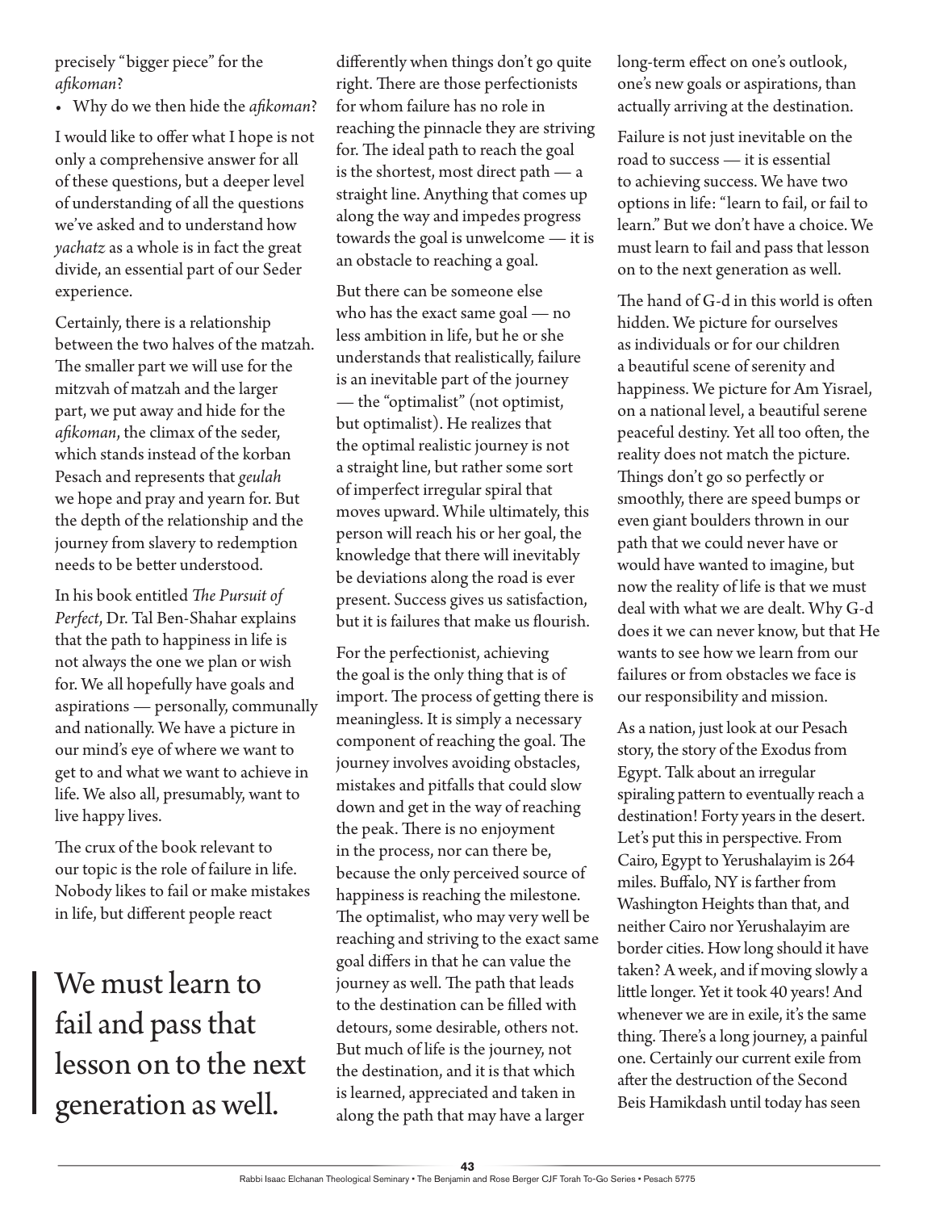precisely "bigger piece" for the *afikoman*?

- Why do we then hide the *afikoman*?

I would like to offer what I hope is not only a comprehensive answer for all of these questions, but a deeper level of understanding of all the questions we've asked and to understand how *yachatz* as a whole is in fact the great divide, an essential part of our Seder experience.

Certainly, there is a relationship between the two halves of the matzah. The smaller part we will use for the mitzvah of matzah and the larger part, we put away and hide for the *afikoman*, the climax of the seder, which stands instead of the korban Pesach and represents that *geulah* we hope and pray and yearn for. But the depth of the relationship and the journey from slavery to redemption needs to be better understood.

In his book entitled *The Pursuit of Perfect*, Dr. Tal Ben-Shahar explains that the path to happiness in life is not always the one we plan or wish for. We all hopefully have goals and aspirations — personally, communally and nationally. We have a picture in our mind's eye of where we want to get to and what we want to achieve in life. We also all, presumably, want to live happy lives.

The crux of the book relevant to our topic is the role of failure in life. Nobody likes to fail or make mistakes in life, but different people react differently when things don't go quite right. There are those perfectionists for whom failure has no role in reaching the pinnacle they are striving for. The ideal path to reach the goal is the shortest, most direct path — a straight line. Anything that comes up along the way and impedes progress towards the goal is unwelcome — it is an obstacle to reaching a goal.

But there can be someone else who has the exact same goal — no less ambition in life, but he or she understands that realistically, failure is an inevitable part of the journey — the "optimalist" (not optimist, but optimalist). He realizes that the optimal realistic journey is not a straight line, but rather some sort of imperfect irregular spiral that moves upward. While ultimately, this person will reach his or her goal, the knowledge that there will inevitably be deviations along the road is ever present. Success gives us satisfaction, but it is failures that make us flourish.

For the perfectionist, achieving the goal is the only thing that is of import. The process of getting there is meaningless. It is simply a necessary component of reaching the goal. The journey involves avoiding obstacles, mistakes and pitfalls that could slow down and get in the way of reaching the peak. There is no enjoyment in the process, nor can there be, because the only perceived source of happiness is reaching the milestone. The optimalist, who may very well be reaching and striving to the exact same goal differs in that he can value the journey as well. The path that leads to the destination can be filled with detours, some desirable, others not. But much of life is the journey, not the destination, and it is that which is learned, appreciated and taken in along the path that may have a larger long-term effect on one's outlook, one's new goals or aspirations, than actually arriving at the destination.

Failure is not just inevitable on the road to success — it is essential to achieving success. We have two options in life: "learn to fail, or fail to learn." But we don't have a choice. We must learn to fail and pass that lesson on to the next generation as well.

> We must learn to fail and pass that lesson on to the next generation as well.

The hand of G-d in this world is often hidden. We picture for ourselves as individuals or for our children a beautiful scene of serenity and happiness. We picture for Am Yisrael, on a national level, a beautiful serene peaceful destiny. Yet all too often, the reality does not match the picture. Things don't go so perfectly or smoothly, there are speed bumps or even giant boulders thrown in our path that we could never have or would have wanted to imagine, but now the reality of life is that we must deal with what we are dealt. Why G-d does it we can never know, but that He wants to see how we learn from our failures or from obstacles we face is our responsibility and mission.

As a nation, just look at our Pesach story, the story of the Exodus from Egypt. Talk about an irregular spiraling pattern to eventually reach a destination! Forty years in the desert. Let's put this in perspective. From Cairo, Egypt to Yerushalayim is 264 miles. Buffalo, NY is farther from Washington Heights than that, and neither Cairo nor Yerushalayim are border cities. How long should it have taken? A week, and if moving slowly a little longer. Yet it took 40 years! And whenever we are in exile, it's the same thing. There's a long journey, a painful one. Certainly our current exile from after the destruction of the Second Beis Hamikdash until today has seen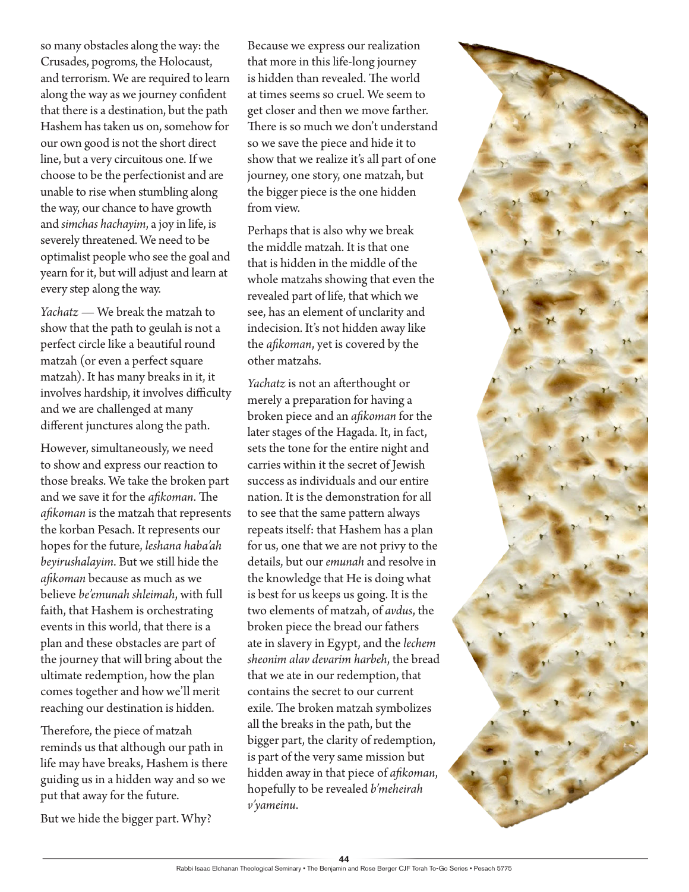so many obstacles along the way: the Crusades, pogroms, the Holocaust, and terrorism. We are required to learn along the way as we journey confident that there is a destination, but the path Hashem has taken us on, somehow for our own good is not the short direct line, but a very circuitous one. If we choose to be the perfectionist and are unable to rise when stumbling along the way, our chance to have growth and *simchas hachayim*, a joy in life, is severely threatened. We need to be optimalist people who see the goal and yearn for it, but will adjust and learn at every step along the way.

*Yachatz* — We break the matzah to show that the path to geulah is not a perfect circle like a beautiful round matzah (or even a perfect square matzah). It has many breaks in it, it involves hardship, it involves difficulty and we are challenged at many different junctures along the path.

However, simultaneously, we need to show and express our reaction to those breaks. We take the broken part and we save it for the *afikoman*. The *afikoman* is the matzah that represents the korban Pesach. It represents our hopes for the future, *leshana haba'ah beyirushalayim*. But we still hide the *afikoman* because as much as we believe *be'emunah shleimah*, with full faith, that Hashem is orchestrating events in this world, that there is a plan and these obstacles are part of the journey that will bring about the ultimate redemption, how the plan comes together and how we'll merit reaching our destination is hidden.

Therefore, the piece of matzah reminds us that although our path in life may have breaks, Hashem is there guiding us in a hidden way and so we put that away for the future.

But we hide the bigger part. Why?

Because we express our realization that more in this life-long journey is hidden than revealed. The world at times seems so cruel. We seem to get closer and then we move farther. There is so much we don't understand so we save the piece and hide it to show that we realize it's all part of one journey, one story, one matzah, but the bigger piece is the one hidden from view.

Perhaps that is also why we break the middle matzah. It is that one that is hidden in the middle of the whole matzahs showing that even the revealed part of life, that which we see, has an element of unclarity and indecision. It's not hidden away like the *afikoman*, yet is covered by the other matzahs.

*Yachatz* is not an afterthought or merely a preparation for having a broken piece and an *afikoman* for the later stages of the Hagada. It, in fact, sets the tone for the entire night and carries within it the secret of Jewish success as individuals and our entire nation. It is the demonstration for all to see that the same pattern always repeats itself: that Hashem has a plan for us, one that we are not privy to the details, but our *emunah* and resolve in the knowledge that He is doing what is best for us keeps us going. It is the two elements of matzah, of *avdus*, the broken piece the bread our fathers ate in slavery in Egypt, and the *lechem sheonim alav devarim harbeh*, the bread that we ate in our redemption, that contains the secret to our current exile. The broken matzah symbolizes all the breaks in the path, but the bigger part, the clarity of redemption, is part of the very same mission but hidden away in that piece of *afikoman*, hopefully to be revealed *b'meheirah v'yameinu*.